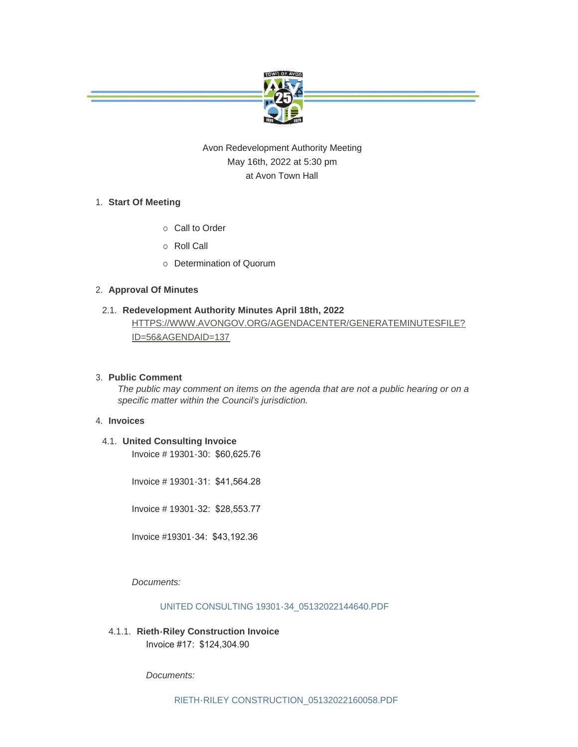Avon Redevelopment Authority Meeting
May 16th, 2022 at 5:30 pm
at Avon Town Hall

1. **Start Of Meeting**
   - Call to Order
   - Roll Call
   - Determination of Quorum

2. **Approval Of Minutes**

2.1. **Redevelopment Authority Minutes April 18th, 2022**
HTTPS://WWW.AVONGOV.ORG/AGENDACENTER/GENERATEMINUTESFILE?ID=56&AGENDAID=137

3. **Public Comment**
*The public may comment on items on the agenda that are not a public hearing or on a specific matter within the Council's jurisdiction.*

4. **Invoices**

4.1. **United Consulting Invoice**

Invoice # 19301-30: $60,625.76

Invoice # 19301-31: $41,564.28

Invoice # 19301-32: $28,553.77

Invoice #19301-34: $43,192.36

*Documents:*

UNITED CONSULTING 19301-34_05132022144640.PDF

4.1.1. **Rieth-Riley Construction Invoice**

Invoice #17: $124,304.90

*Documents:*

RIETH-RILEY CONSTRUCTION_05132022160058.PDF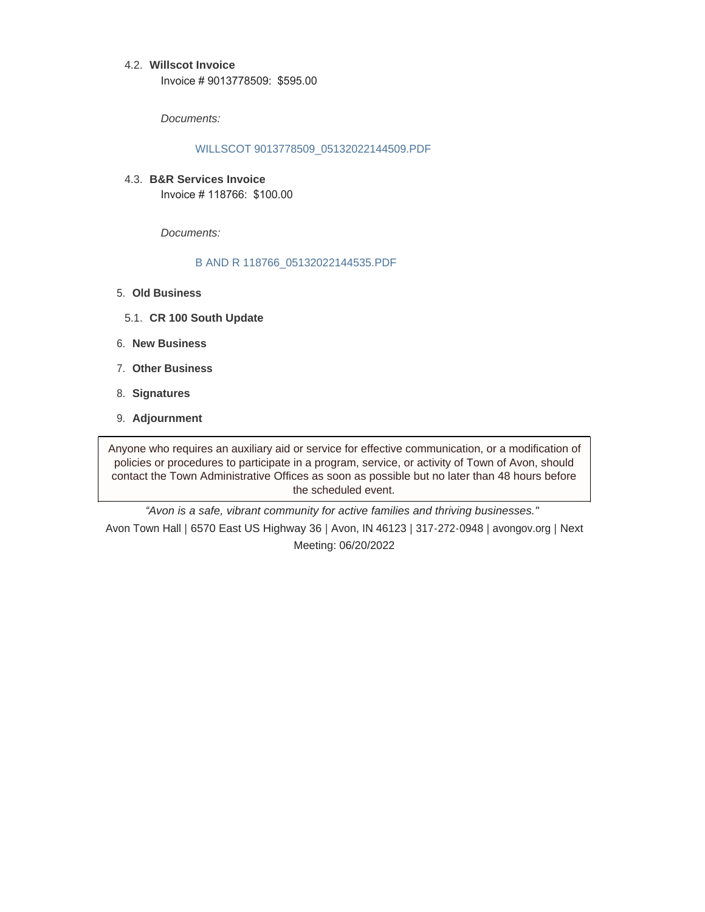4.2. **Willscot Invoice**

Invoice # 9013778509: $595.00

*Documents:*

WILLSCOT 9013778509_05132022144509.PDF

4.3. **B&R Services Invoice**

Invoice # 118766: $100.00

*Documents:*

B AND R 118766_05132022144535.PDF

5. **Old Business**

5.1. **CR 100 South Update**

6. **New Business**

7. **Other Business**

8. **Signatures**

9. **Adjournment**

Anyone who requires an auxiliary aid or service for effective communication, or a modification of policies or procedures to participate in a program, service, or activity of Town of Avon, should contact the Town Administrative Offices as soon as possible but no later than 48 hours before the scheduled event.

*"Avon is a safe, vibrant community for active families and thriving businesses."*

Avon Town Hall | 6570 East US Highway 36 | Avon, IN 46123 | 317-272-0948 | avongov.org | Next Meeting: 06/20/2022